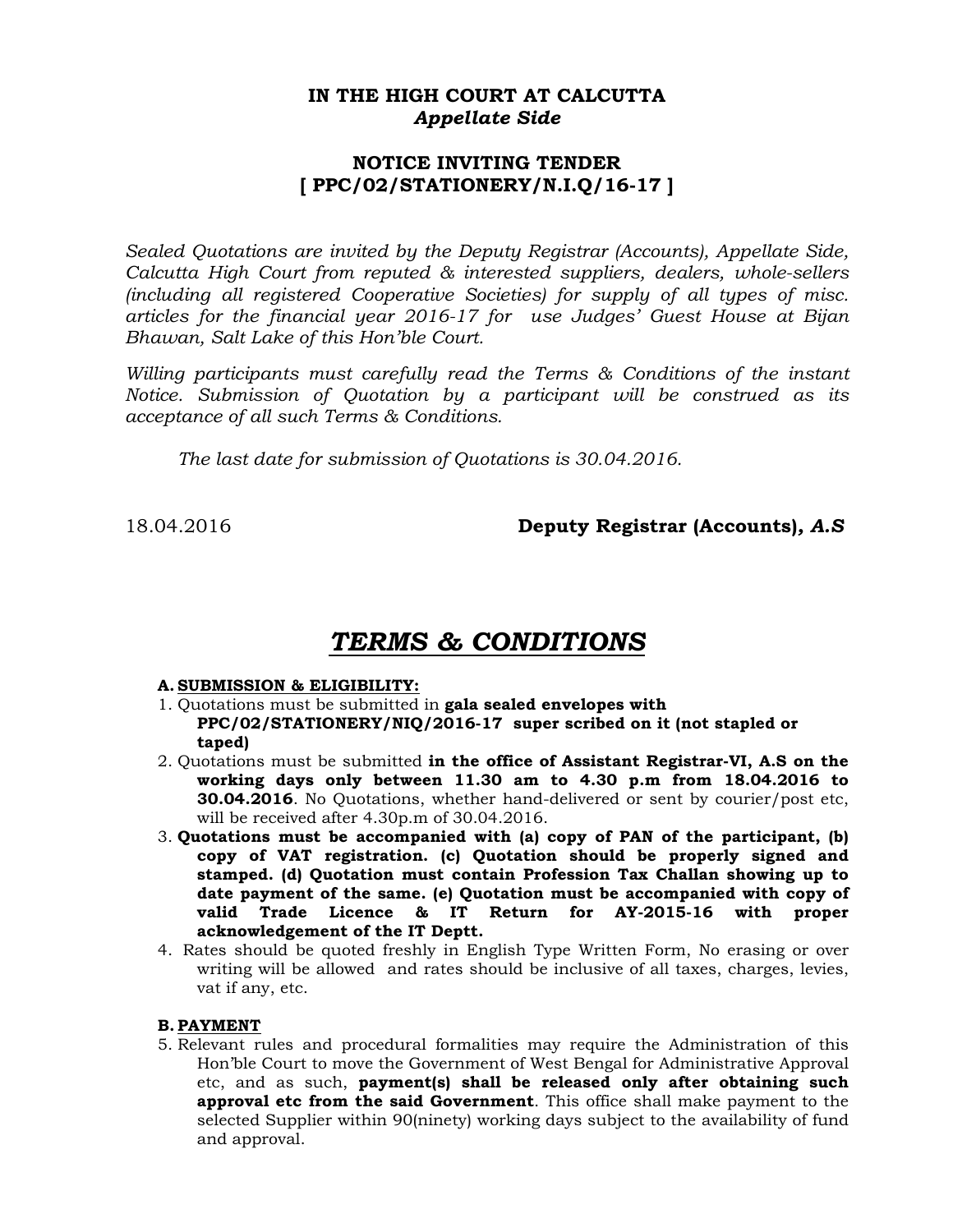# IN THE HIGH COURT AT CALCUTTA
***Appellate Side***

## NOTICE INVITING TENDER
## [ PPC/02/STATIONERY/N.I.Q/16-17 ]

*Sealed Quotations are invited by the Deputy Registrar (Accounts), Appellate Side, Calcutta High Court from reputed & interested suppliers, dealers, whole-sellers (including all registered Cooperative Societies) for supply of all types of misc. articles for the financial year 2016-17 for use Judges' Guest House at Bijan Bhawan, Salt Lake of this Hon'ble Court.*

*Willing participants must carefully read the Terms & Conditions of the instant Notice. Submission of Quotation by a participant will be construed as its acceptance of all such Terms & Conditions.*

*The last date for submission of Quotations is 30.04.2016.*

18.04.2016 **Deputy Registrar (Accounts), *A.S***

# ***TERMS & CONDITIONS***

**A. SUBMISSION & ELIGIBILITY:**

1. Quotations must be submitted in **gala sealed envelopes with PPC/02/STATIONERY/NIQ/2016-17 super scribed on it (not stapled or taped)**
2. Quotations must be submitted **in the office of Assistant Registrar-VI, A.S on the working days only between 11.30 am to 4.30 p.m from 18.04.2016 to 30.04.2016**. No Quotations, whether hand-delivered or sent by courier/post etc, will be received after 4.30p.m of 30.04.2016.
3. **Quotations must be accompanied with (a) copy of PAN of the participant, (b) copy of VAT registration. (c) Quotation should be properly signed and stamped. (d) Quotation must contain Profession Tax Challan showing up to date payment of the same. (e) Quotation must be accompanied with copy of valid Trade Licence & IT Return for AY-2015-16 with proper acknowledgement of the IT Deptt.**
4. Rates should be quoted freshly in English Type Written Form, No erasing or over writing will be allowed and rates should be inclusive of all taxes, charges, levies, vat if any, etc.

**B. PAYMENT**

5. Relevant rules and procedural formalities may require the Administration of this Hon'ble Court to move the Government of West Bengal for Administrative Approval etc, and as such, **payment(s) shall be released only after obtaining such approval etc from the said Government**. This office shall make payment to the selected Supplier within 90(ninety) working days subject to the availability of fund and approval.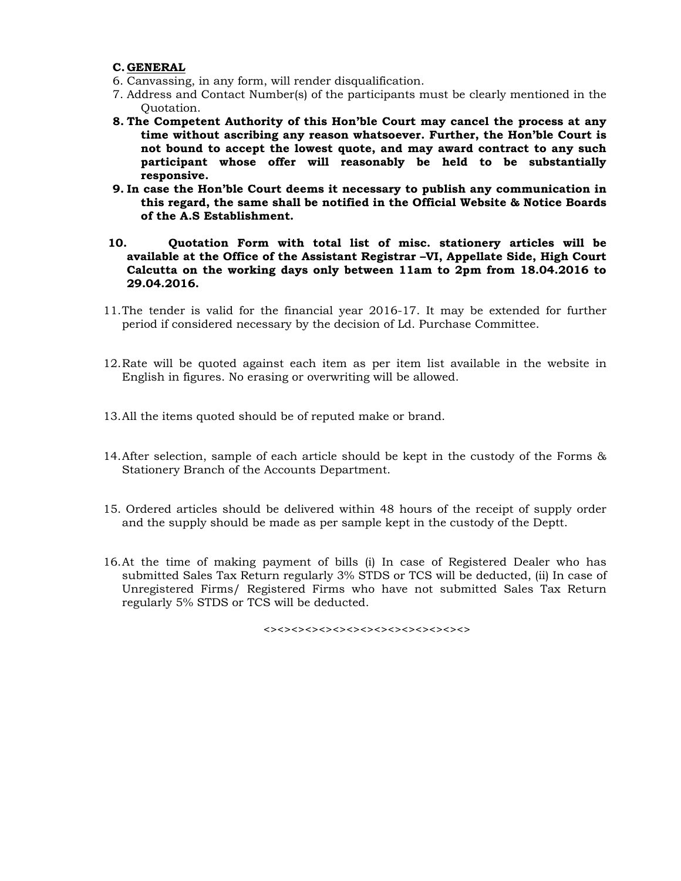### C. GENERAL

6. Canvassing, in any form, will render disqualification.
7. Address and Contact Number(s) of the participants must be clearly mentioned in the Quotation.
8. **The Competent Authority of this Hon'ble Court may cancel the process at any time without ascribing any reason whatsoever. Further, the Hon'ble Court is not bound to accept the lowest quote, and may award contract to any such participant whose offer will reasonably be held to be substantially responsive.**
9. **In case the Hon'ble Court deems it necessary to publish any communication in this regard, the same shall be notified in the Official Website & Notice Boards of the A.S Establishment.**
10. **Quotation Form with total list of misc. stationery articles will be available at the Office of the Assistant Registrar –VI, Appellate Side, High Court Calcutta on the working days only between 11am to 2pm from 18.04.2016 to 29.04.2016.**
11. The tender is valid for the financial year 2016-17. It may be extended for further period if considered necessary by the decision of Ld. Purchase Committee.
12. Rate will be quoted against each item as per item list available in the website in English in figures. No erasing or overwriting will be allowed.
13. All the items quoted should be of reputed make or brand.
14. After selection, sample of each article should be kept in the custody of the Forms & Stationery Branch of the Accounts Department.
15. Ordered articles should be delivered within 48 hours of the receipt of supply order and the supply should be made as per sample kept in the custody of the Deptt.
16. At the time of making payment of bills (i) In case of Registered Dealer who has submitted Sales Tax Return regularly 3% STDS or TCS will be deducted, (ii) In case of Unregistered Firms/ Registered Firms who have not submitted Sales Tax Return regularly 5% STDS or TCS will be deducted.

<><><><><><><><><><><><><><>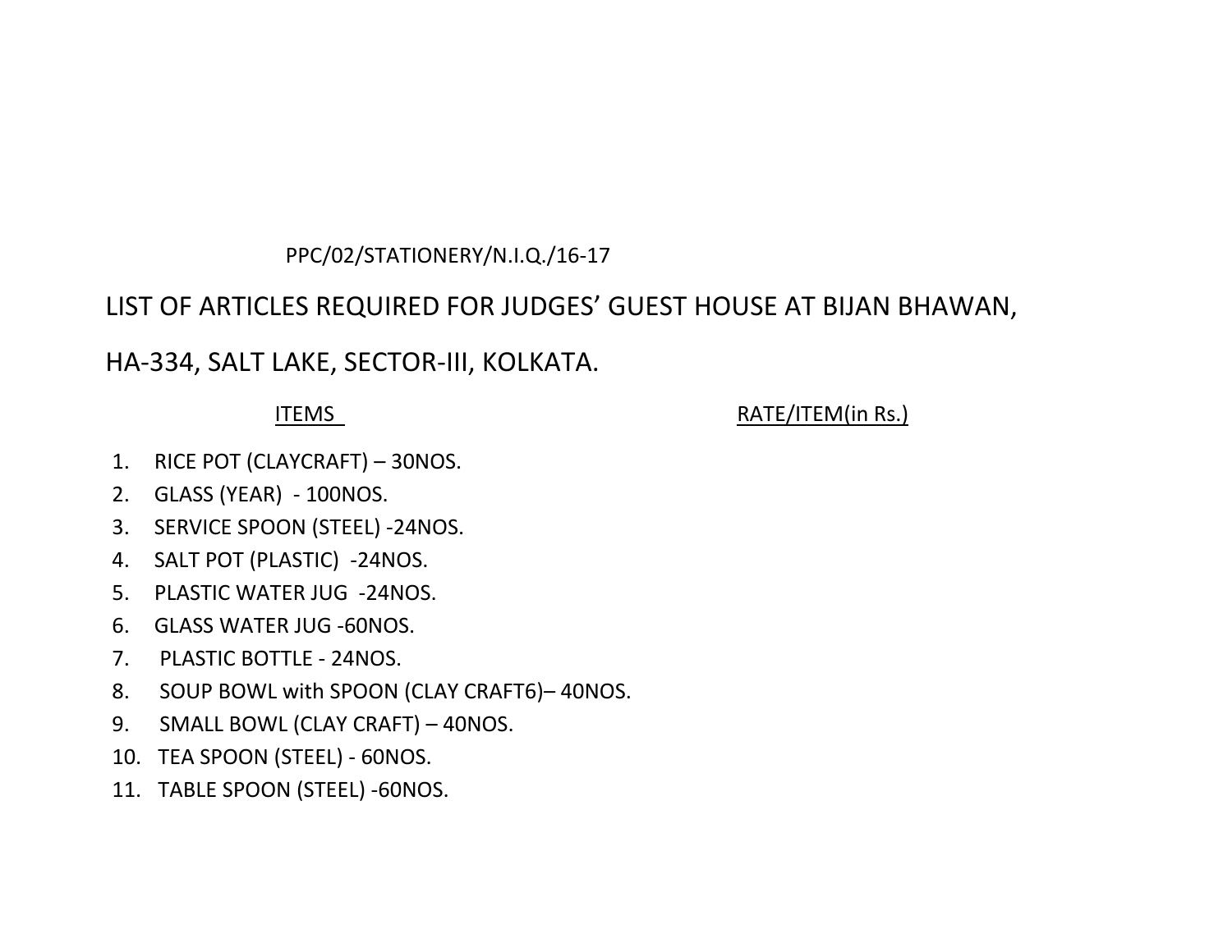PPC/02/STATIONERY/N.I.Q./16-17

LIST OF ARTICLES REQUIRED FOR JUDGES' GUEST HOUSE AT BIJAN BHAWAN,

HA-334, SALT LAKE, SECTOR-III, KOLKATA.

| ITEMS | RATE/ITEM(in Rs.) |
|---|---|
| 1. RICE POT (CLAYCRAFT) – 30NOS. | |
| 2. GLASS (YEAR) - 100NOS. | |
| 3. SERVICE SPOON (STEEL) -24NOS. | |
| 4. SALT POT (PLASTIC) -24NOS. | |
| 5. PLASTIC WATER JUG -24NOS. | |
| 6. GLASS WATER JUG -60NOS. | |
| 7. PLASTIC BOTTLE - 24NOS. | |
| 8. SOUP BOWL with SPOON (CLAY CRAFT6)– 40NOS. | |
| 9. SMALL BOWL (CLAY CRAFT) – 40NOS. | |
| 10. TEA SPOON (STEEL) - 60NOS. | |
| 11. TABLE SPOON (STEEL) -60NOS. | |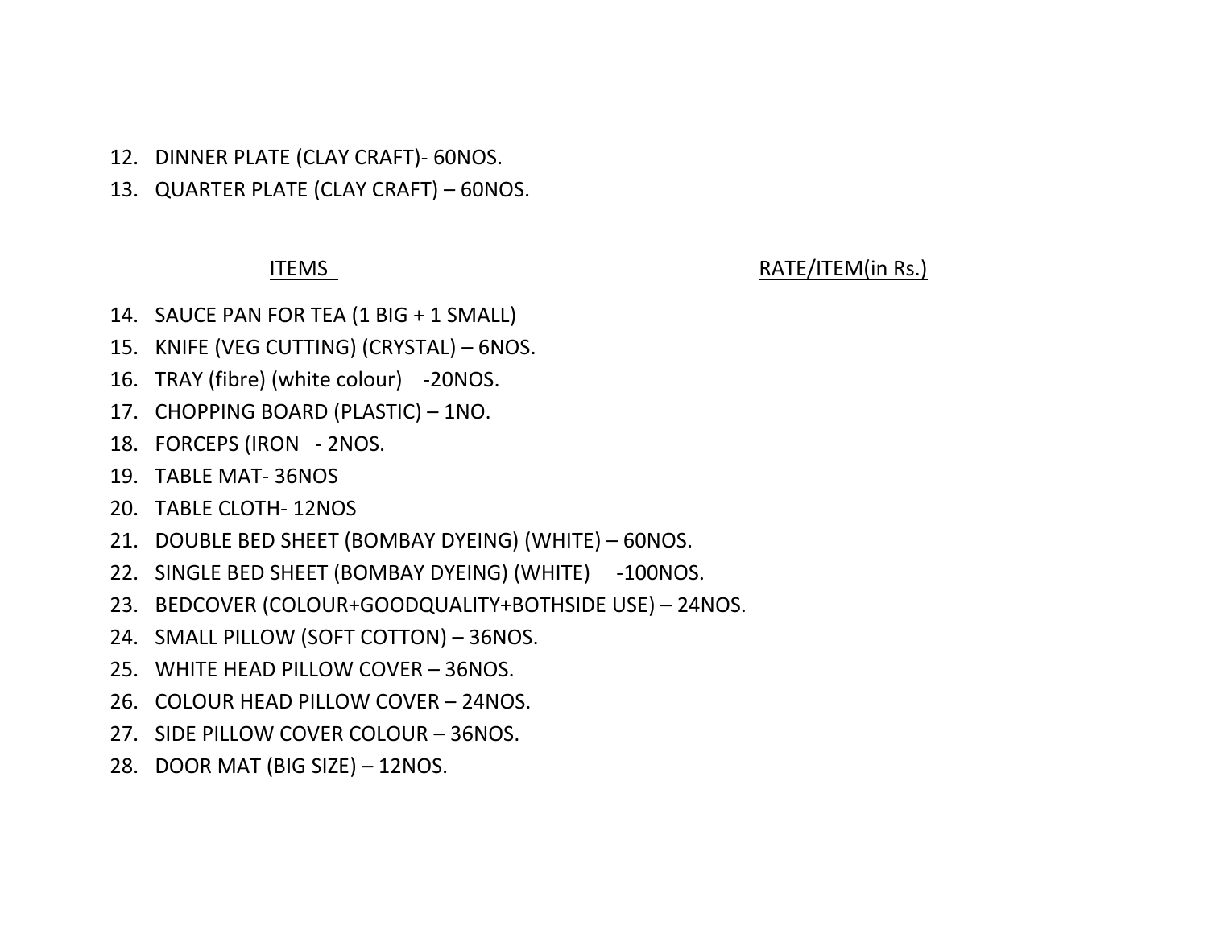12. DINNER PLATE (CLAY CRAFT)- 60NOS.
13. QUARTER PLATE (CLAY CRAFT) – 60NOS.

| ITEMS | RATE/ITEM(in Rs.) |
|---|---|
| 14. SAUCE PAN FOR TEA (1 BIG + 1 SMALL) | |
| 15. KNIFE (VEG CUTTING) (CRYSTAL) – 6NOS. | |
| 16. TRAY (fibre) (white colour) -20NOS. | |
| 17. CHOPPING BOARD (PLASTIC) – 1NO. | |
| 18. FORCEPS (IRON - 2NOS. | |
| 19. TABLE MAT- 36NOS | |
| 20. TABLE CLOTH- 12NOS | |
| 21. DOUBLE BED SHEET (BOMBAY DYEING) (WHITE) – 60NOS. | |
| 22. SINGLE BED SHEET (BOMBAY DYEING) (WHITE) -100NOS. | |
| 23. BEDCOVER (COLOUR+GOODQUALITY+BOTHSIDE USE) – 24NOS. | |
| 24. SMALL PILLOW (SOFT COTTON) – 36NOS. | |
| 25. WHITE HEAD PILLOW COVER – 36NOS. | |
| 26. COLOUR HEAD PILLOW COVER – 24NOS. | |
| 27. SIDE PILLOW COVER COLOUR – 36NOS. | |
| 28. DOOR MAT (BIG SIZE) – 12NOS. | |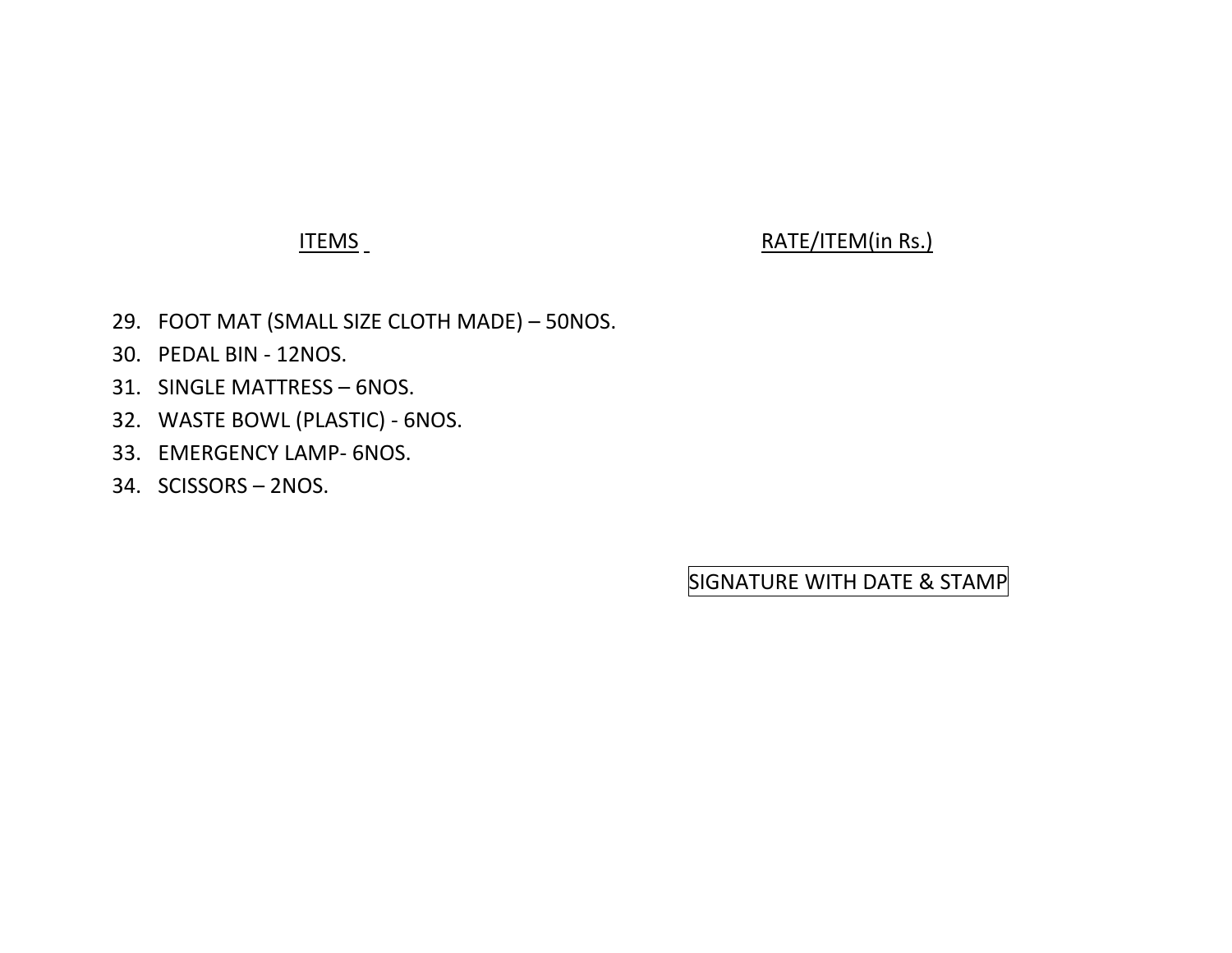| ITEMS | RATE/ITEM(in Rs.) |
| --- | --- |
| 29. FOOT MAT (SMALL SIZE CLOTH MADE) – 50NOS. | |
| 30. PEDAL BIN - 12NOS. | |
| 31. SINGLE MATTRESS – 6NOS. | |
| 32. WASTE BOWL (PLASTIC) - 6NOS. | |
| 33. EMERGENCY LAMP- 6NOS. | |
| 34. SCISSORS – 2NOS. | |

SIGNATURE WITH DATE & STAMP